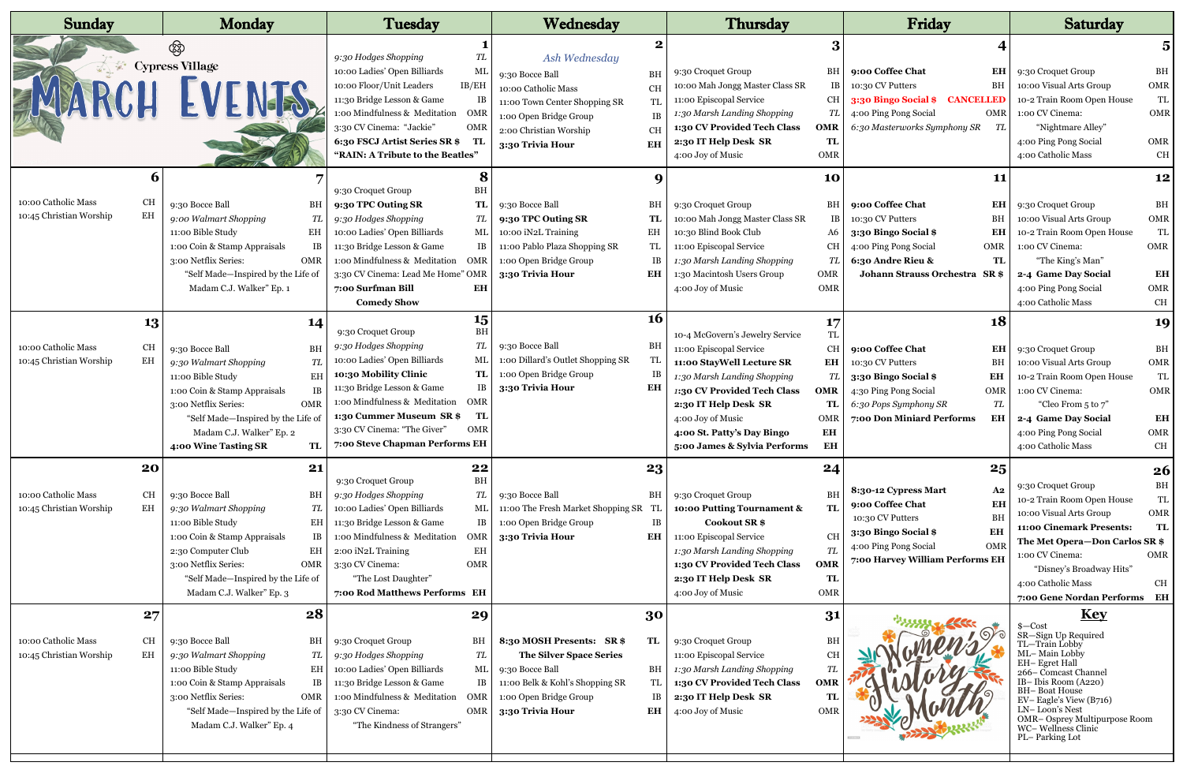# Cypress Village March Events

| Sunday | Monday | Tuesday | Wednesday | Thursday | Friday | Saturday |
|---|---|---|---|---|---|---|
| | | **1**<br>*9:30 Hodges Shopping TL*<br>10:00 Ladies' Open Billiards ML<br>10:00 Floor/Unit Leaders IB/EH<br>11:30 Bridge Lesson & Game IB<br>1:00 Mindfulness & Meditation OMR<br>3:30 CV Cinema: "Jackie" OMR<br>**6:30 FSCJ Artist Series SR $ TL**<br>**"RAIN: A Tribute to the Beatles"** | **2**<br>*Ash Wednesday*<br>9:30 Bocce Ball BH<br>10:00 Catholic Mass CH<br>11:00 Town Center Shopping SR TL<br>1:00 Open Bridge Group IB<br>2:00 Christian Worship CH<br>**3:30 Trivia Hour EH** | **3**<br>9:30 Croquet Group BH<br>10:00 Mah Jongg Master Class SR IB<br>11:00 Episcopal Service CH<br>*1:30 Marsh Landing Shopping TL*<br>**1:30 CV Provided Tech Class OMR**<br>**2:30 IT Help Desk SR TL**<br>4:00 Joy of Music OMR | **4**<br>**9:00 Coffee Chat EH**<br>10:30 CV Putters BH<br>**3:30 Bingo Social $ CANCELLED**<br>4:00 Ping Pong Social OMR<br>*6:30 Masterworks Symphony SR TL* | **5**<br>9:30 Croquet Group BH<br>10:00 Visual Arts Group OMR<br>10-2 Train Room Open House TL<br>1:00 CV Cinema: OMR<br>"Nightmare Alley"<br>4:00 Ping Pong Social OMR<br>4:00 Catholic Mass CH |
| **6**<br>10:00 Catholic Mass CH<br>10:45 Christian Worship EH | **7**<br>9:30 Bocce Ball BH<br>*9:00 Walmart Shopping TL*<br>11:00 Bible Study EH<br>1:00 Coin & Stamp Appraisals IB<br>3:00 Netflix Series: OMR<br>"Self Made—Inspired by the Life of Madam C.J. Walker" Ep. 1 | **8**<br>9:30 Croquet Group BH<br>**9:30 TPC Outing SR TL**<br>*9:30 Hodges Shopping TL*<br>10:00 Ladies' Open Billiards ML<br>11:30 Bridge Lesson & Game IB<br>1:00 Mindfulness & Meditation OMR<br>3:30 CV Cinema: Lead Me Home" OMR<br>**7:00 Surfman Bill EH**<br>**Comedy Show** | **9**<br>9:30 Bocce Ball BH<br>**9:30 TPC Outing SR TL**<br>10:00 iN2L Training EH<br>11:00 Pablo Plaza Shopping SR TL<br>1:00 Open Bridge Group IB<br>**3:30 Trivia Hour EH** | **10**<br>9:30 Croquet Group BH<br>10:00 Mah Jongg Master Class SR IB<br>10:30 Blind Book Club A6<br>11:00 Episcopal Service CH<br>*1:30 Marsh Landing Shopping TL*<br>1:30 Macintosh Users Group OMR<br>4:00 Joy of Music OMR | **11**<br>**9:00 Coffee Chat EH**<br>10:30 CV Putters BH<br>**3:30 Bingo Social $ EH**<br>4:00 Ping Pong Social OMR<br>**6:30 Andre Rieu & TL**<br>**Johann Strauss Orchestra SR $** | **12**<br>9:30 Croquet Group BH<br>10:00 Visual Arts Group OMR<br>10-2 Train Room Open House TL<br>1:00 CV Cinema: OMR<br>"The King's Man"<br>**2-4 Game Day Social EH**<br>4:00 Ping Pong Social OMR<br>4:00 Catholic Mass CH |
| **13**<br>10:00 Catholic Mass CH<br>10:45 Christian Worship EH | **14**<br>9:30 Bocce Ball BH<br>*9:30 Walmart Shopping TL*<br>11:00 Bible Study EH<br>1:00 Coin & Stamp Appraisals IB<br>3:00 Netflix Series: OMR<br>"Self Made—Inspired by the Life of Madam C.J. Walker" Ep. 2<br>**4:00 Wine Tasting SR TL** | **15**<br>9:30 Croquet Group BH<br>*9:30 Hodges Shopping TL*<br>10:00 Ladies' Open Billiards ML<br>**10:30 Mobility Clinic TL**<br>11:30 Bridge Lesson & Game IB<br>1:00 Mindfulness & Meditation OMR<br>**1:30 Cummer Museum SR $ TL**<br>3:30 CV Cinema: "The Giver" OMR<br>**7:00 Steve Chapman Performs EH** | **16**<br>9:30 Bocce Ball BH<br>1:00 Dillard's Outlet Shopping SR TL<br>1:00 Open Bridge Group IB<br>**3:30 Trivia Hour EH** | **17**<br>10-4 McGovern's Jewelry Service TL<br>11:00 Episcopal Service CH<br>**11:00 StayWell Lecture SR EH**<br>*1:30 Marsh Landing Shopping TL*<br>**1:30 CV Provided Tech Class OMR**<br>**2:30 IT Help Desk SR TL**<br>4:00 Joy of Music OMR<br>**4:00 St. Patty's Day Bingo EH**<br>**5:00 James & Sylvia Performs EH** | **18**<br>**9:00 Coffee Chat EH**<br>10:30 CV Putters BH<br>**3:30 Bingo Social $ EH**<br>4:30 Ping Pong Social OMR<br>*6:30 Pops Symphony SR TL*<br>**7:00 Don Miniard Performs EH** | **19**<br>9:30 Croquet Group BH<br>10:00 Visual Arts Group OMR<br>10-2 Train Room Open House TL<br>1:00 CV Cinema: OMR<br>"Cleo From 5 to 7"<br>**2-4 Game Day Social EH**<br>4:00 Ping Pong Social OMR<br>4:00 Catholic Mass CH |
| **20**<br>10:00 Catholic Mass CH<br>10:45 Christian Worship EH | **21**<br>9:30 Bocce Ball BH<br>*9:30 Walmart Shopping TL*<br>11:00 Bible Study EH<br>1:00 Coin & Stamp Appraisals IB<br>2:30 Computer Club EH<br>3:00 Netflix Series: OMR<br>"Self Made—Inspired by the Life of Madam C.J. Walker" Ep. 3 | **22**<br>9:30 Croquet Group BH<br>*9:30 Hodges Shopping TL*<br>10:00 Ladies' Open Billiards ML<br>11:30 Bridge Lesson & Game IB<br>1:00 Mindfulness & Meditation OMR<br>2:00 iN2L Training EH<br>3:30 CV Cinema: OMR<br>"The Lost Daughter"<br>**7:00 Rod Matthews Performs EH** | **23**<br>9:30 Bocce Ball BH<br>11:00 The Fresh Market Shopping SR TL<br>1:00 Open Bridge Group IB<br>**3:30 Trivia Hour EH** | **24**<br>9:30 Croquet Group BH<br>**10:00 Putting Tournament & TL**<br>**Cookout SR $**<br>11:00 Episcopal Service CH<br>*1:30 Marsh Landing Shopping TL*<br>**1:30 CV Provided Tech Class OMR**<br>**2:30 IT Help Desk SR TL**<br>4:00 Joy of Music OMR | **25**<br>**8:30-12 Cypress Mart A2**<br>**9:00 Coffee Chat EH**<br>10:30 CV Putters BH<br>**3:30 Bingo Social $ EH**<br>4:00 Ping Pong Social OMR<br>**7:00 Harvey William Performs EH** | **26**<br>9:30 Croquet Group BH<br>10-2 Train Room Open House TL<br>10:00 Visual Arts Group OMR<br>**11:00 Cinemark Presents: TL**<br>**The Met Opera—Don Carlos SR $**<br>1:00 CV Cinema: OMR<br>"Disney's Broadway Hits"<br>4:00 Catholic Mass CH<br>**7:00 Gene Nordan Performs EH** |
| **27**<br>10:00 Catholic Mass CH<br>10:45 Christian Worship EH | **28**<br>9:30 Bocce Ball BH<br>*9:30 Walmart Shopping TL*<br>11:00 Bible Study EH<br>1:00 Coin & Stamp Appraisals IB<br>3:00 Netflix Series: OMR<br>"Self Made—Inspired by the Life of Madam C.J. Walker" Ep. 4 | **29**<br>9:30 Croquet Group BH<br>*9:30 Hodges Shopping TL*<br>10:00 Ladies' Open Billiards ML<br>11:30 Bridge Lesson & Game IB<br>1:00 Mindfulness & Meditation OMR<br>3:30 CV Cinema: OMR<br>"The Kindness of Strangers" | **30**<br>**8:30 MOSH Presents: SR $ TL**<br>**The Silver Space Series**<br>9:30 Bocce Ball BH<br>11:00 Belk & Kohl's Shopping SR TL<br>1:00 Open Bridge Group IB<br>**3:30 Trivia Hour EH** | **31**<br>9:30 Croquet Group BH<br>11:00 Episcopal Service CH<br>*1:30 Marsh Landing Shopping TL*<br>**1:30 CV Provided Tech Class OMR**<br>**2:30 IT Help Desk SR TL**<br>4:00 Joy of Music OMR | Women's History Month | **Key**<br>$—Cost<br>SR—Sign Up Required<br>TL—Train Lobby<br>ML—Main Lobby<br>EH—Egret Hall<br>266—Comcast Channel<br>IB—Ibis Room (A220)<br>BH—Boat House<br>EV—Eagle's View (B716)<br>LN—Loon's Nest<br>OMR—Osprey Multipurpose Room<br>WC—Wellness Clinic<br>PL—Parking Lot |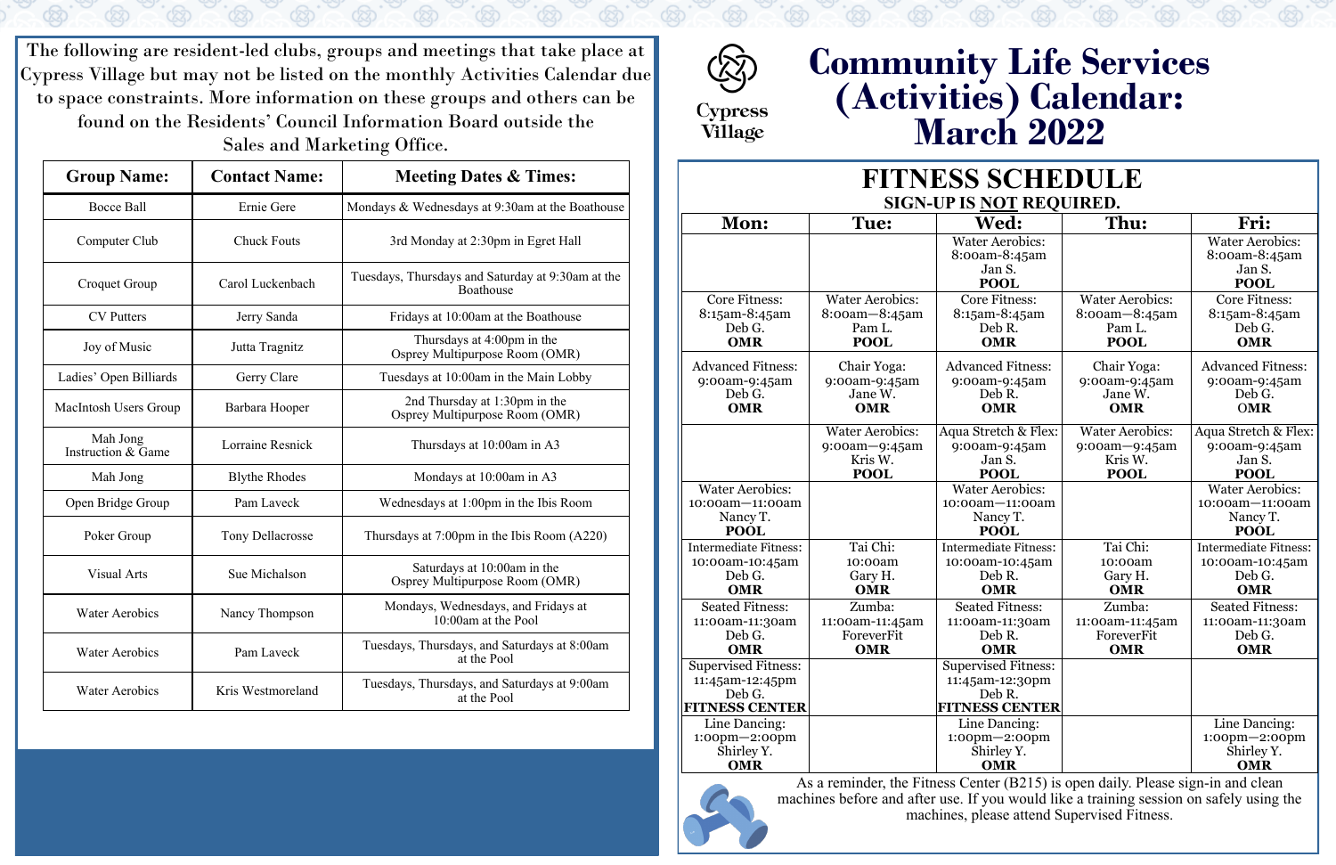The following are resident-led clubs, groups and meetings that take place at Cypress Village but may not be listed on the monthly Activities Calendar due to space constraints. More information on these groups and others can be found on the Residents' Council Information Board outside the Sales and Marketing Office.

| Group Name: | Contact Name: | Meeting Dates & Times: |
|---|---|---|
| Bocce Ball | Ernie Gere | Mondays & Wednesdays at 9:30am at the Boathouse |
| Computer Club | Chuck Fouts | 3rd Monday at 2:30pm in Egret Hall |
| Croquet Group | Carol Luckenbach | Tuesdays, Thursdays and Saturday at 9:30am at the Boathouse |
| CV Putters | Jerry Sanda | Fridays at 10:00am at the Boathouse |
| Joy of Music | Jutta Tragnitz | Thursdays at 4:00pm in the Osprey Multipurpose Room (OMR) |
| Ladies' Open Billiards | Gerry Clare | Tuesdays at 10:00am in the Main Lobby |
| MacIntosh Users Group | Barbara Hooper | 2nd Thursday at 1:30pm in the Osprey Multipurpose Room (OMR) |
| Mah Jong Instruction & Game | Lorraine Resnick | Thursdays at 10:00am in A3 |
| Mah Jong | Blythe Rhodes | Mondays at 10:00am in A3 |
| Open Bridge Group | Pam Laveck | Wednesdays at 1:00pm in the Ibis Room |
| Poker Group | Tony Dellacrosse | Thursdays at 7:00pm in the Ibis Room (A220) |
| Visual Arts | Sue Michalson | Saturdays at 10:00am in the Osprey Multipurpose Room (OMR) |
| Water Aerobics | Nancy Thompson | Mondays, Wednesdays, and Fridays at 10:00am at the Pool |
| Water Aerobics | Pam Laveck | Tuesdays, Thursdays, and Saturdays at 8:00am at the Pool |
| Water Aerobics | Kris Westmoreland | Tuesdays, Thursdays, and Saturdays at 9:00am at the Pool |

Cypress Village

# Community Life Services (Activities) Calendar: March 2022

## FITNESS SCHEDULE

**SIGN-UP IS NOT REQUIRED.**

| Mon: | Tue: | Wed: | Thu: | Fri: |
|---|---|---|---|---|
| | | Water Aerobics: 8:00am-8:45am Jan S. **POOL** | | Water Aerobics: 8:00am-8:45am Jan S. **POOL** |
| Core Fitness: 8:15am-8:45am Deb G. **OMR** | Water Aerobics: 8:00am—8:45am Pam L. **POOL** | Core Fitness: 8:15am-8:45am Deb R. **OMR** | Water Aerobics: 8:00am—8:45am Pam L. **POOL** | Core Fitness: 8:15am-8:45am Deb G. **OMR** |
| Advanced Fitness: 9:00am-9:45am Deb G. **OMR** | Chair Yoga: 9:00am-9:45am Jane W. **OMR** | Advanced Fitness: 9:00am-9:45am Deb R. **OMR** | Chair Yoga: 9:00am-9:45am Jane W. **OMR** | Advanced Fitness: 9:00am-9:45am Deb G. OMR |
| | Water Aerobics: 9:00am—9:45am Kris W. **POOL** | Aqua Stretch & Flex: 9:00am-9:45am Jan S. **POOL** | Water Aerobics: 9:00am—9:45am Kris W. **POOL** | Aqua Stretch & Flex: 9:00am-9:45am Jan S. **POOL** |
| Water Aerobics: 10:00am—11:00am Nancy T. **POOL** | | Water Aerobics: 10:00am—11:00am Nancy T. **POOL** | | Water Aerobics: 10:00am—11:00am Nancy T. **POOL** |
| Intermediate Fitness: 10:00am-10:45am Deb G. **OMR** | Tai Chi: 10:00am Gary H. **OMR** | Intermediate Fitness: 10:00am-10:45am Deb R. **OMR** | Tai Chi: 10:00am Gary H. **OMR** | Intermediate Fitness: 10:00am-10:45am Deb G. **OMR** |
| Seated Fitness: 11:00am-11:30am Deb G. **OMR** | Zumba: 11:00am-11:45am ForeverFit **OMR** | Seated Fitness: 11:00am-11:30am Deb R. **OMR** | Zumba: 11:00am-11:45am ForeverFit **OMR** | Seated Fitness: 11:00am-11:30am Deb G. **OMR** |
| Supervised Fitness: 11:45am-12:45pm Deb G. **FITNESS CENTER** | | Supervised Fitness: 11:45am-12:30pm Deb R. **FITNESS CENTER** | | |
| Line Dancing: 1:00pm—2:00pm Shirley Y. **OMR** | | Line Dancing: 1:00pm—2:00pm Shirley Y. **OMR** | | Line Dancing: 1:00pm—2:00pm Shirley Y. **OMR** |

As a reminder, the Fitness Center (B215) is open daily. Please sign-in and clean machines before and after use. If you would like a training session on safely using the machines, please attend Supervised Fitness.